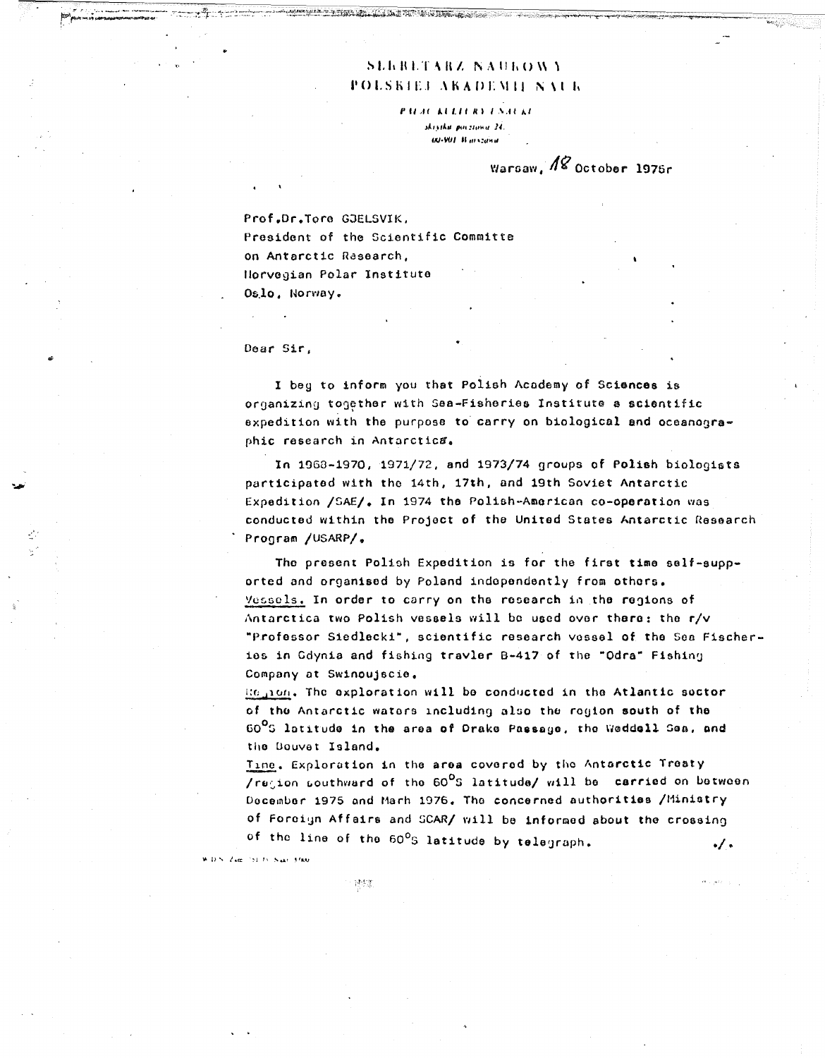# SEKRETARZ NAUKOWY
# POLSKIEJ AKADEMII NAUK

PAŁAC KULTURY I NAUKI
skrytka pocztowa 24,
00-901 Warszawa

Warsaw, 18 October 1975r

Prof.Dr.Tore GJELSVIK,
President of the Scientific Committe
on Antarctic Research,
Norvegian Polar Institute
Oslo, Norway.

Dear Sir,

I beg to inform you that Polish Academy of Sciences is organizing together with Sea-Fisheries Institute a scientific expedition with the purpose to carry on biological and oceanographic research in Antarctica.

In 1968-1970, 1971/72, and 1973/74 groups of Polish biologists participated with the 14th, 17th, and 19th Soviet Antarctic Expedition /SAE/. In 1974 the Polish-American co-operation was conducted within the Project of the United States Antarctic Research Program /USARP/.

The present Polish Expedition is for the first time self-supported and organised by Poland independently from others.

Vessels. In order to carry on the research in the regions of Antarctica two Polish vessels will be used over there: the r/v "Professor Siedlecki", scientific research vessel of the Sea Fischeries in Gdynia and fishing travler B-417 of the "Odra" Fishing Company at Swinoujscie.

Region. The exploration will be conducted in the Atlantic sector of the Antarctic waters including also the region south of the 60°S latitude in the area of Drake Passage, the Weddell Sea, and the Bouvet Island.

Time. Exploration in the area covered by the Antarctic Treaty /region southward of the 60°S latitude/ will be carried on between December 1975 and Marh 1976. The concerned authorities /Ministry of Foreign Affairs and SCAR/ will be informed about the crossing of the line of the 60°S latitude by telegraph. ./.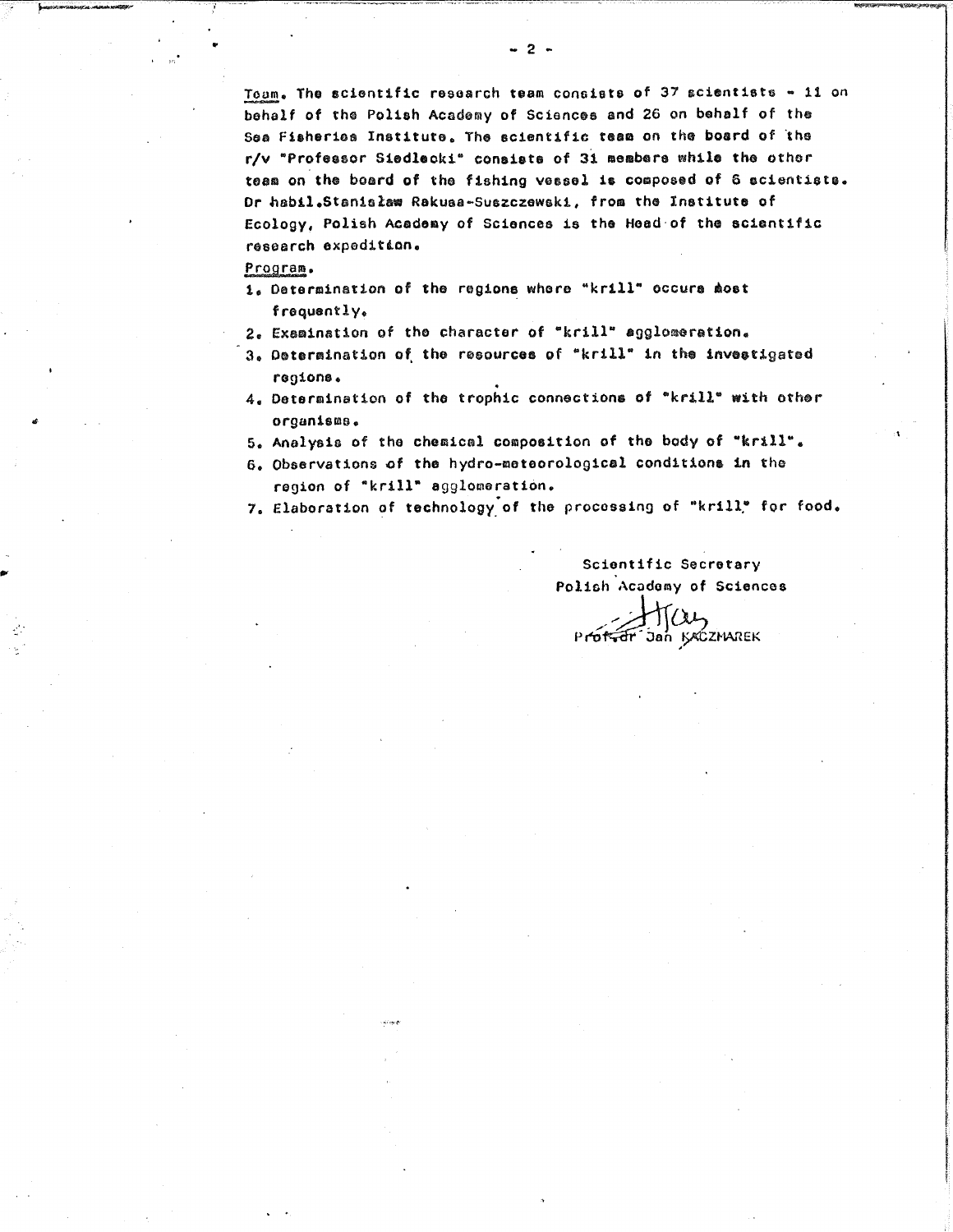Team. The scientific research team consists of 37 scientists - 11 on behalf of the Polish Academy of Sciences and 26 on behalf of the Sea Fisheries Institute. The scientific team on the board of the r/v "Professor Siedlecki" consists of 31 members while the other team on the board of the fishing vessel is composed of 6 scientists. Dr habil.Stanisław Rakusa-Suszczewski, from the Institute of Ecology, Polish Academy of Sciences is the Head of the scientific research expedition.

Program.

1. Determination of the regions where "krill" occurs most frequently.
2. Examination of the character of "krill" agglomeration.
3. Determination of the resources of "krill" in the investigated regions.
4. Determination of the trophic connections of "krill" with other organisms.
5. Analysis of the chemical composition of the body of "krill".
6. Observations of the hydro-meteorological conditions in the region of "krill" agglomeration.
7. Elaboration of technology of the processing of "krill" for food.

Scientific Secretary
Polish Academy of Sciences

Prof.dr Jan KACZMAREK